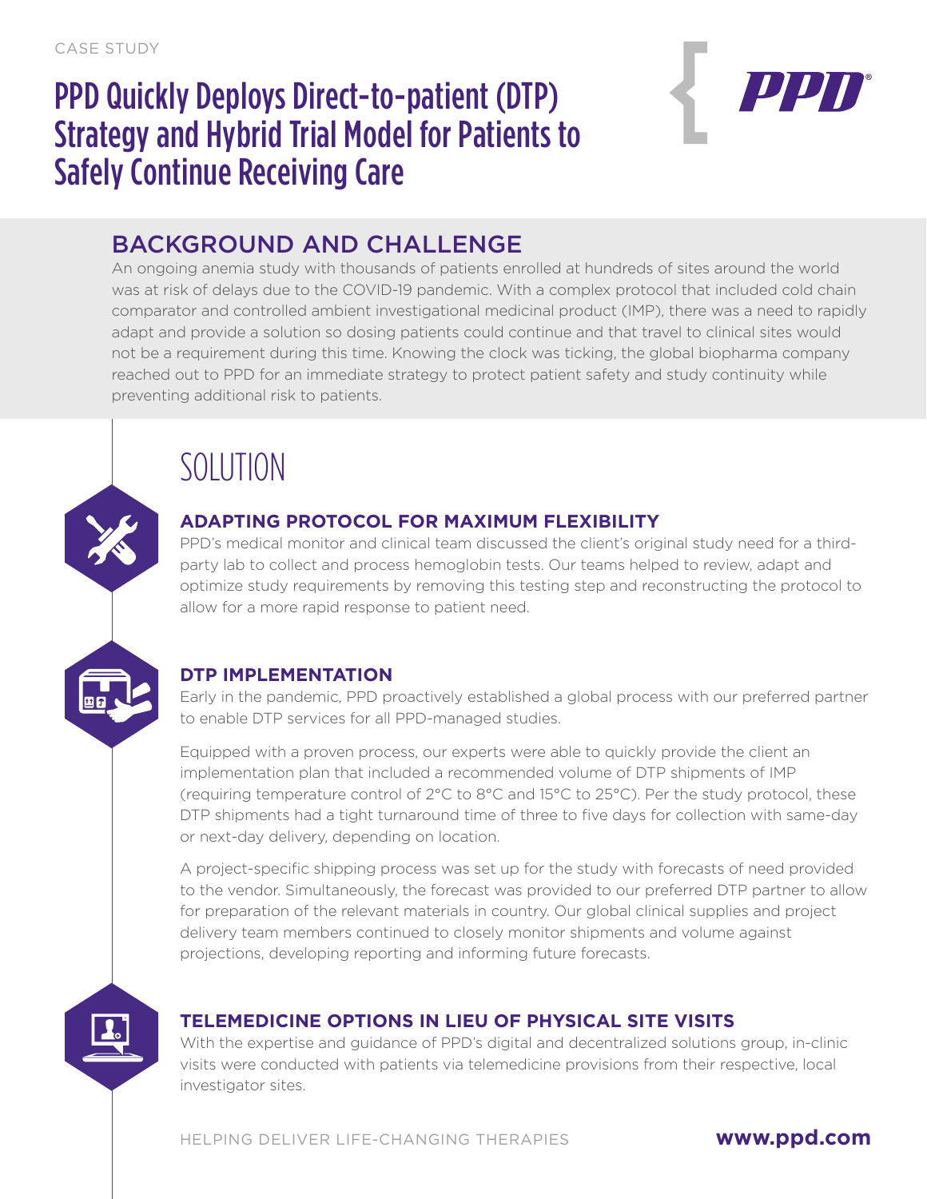CASE STUDY

# PPD Quickly Deploys Direct-to-patient (DTP) Strategy and Hybrid Trial Model for Patients to Safely Continue Receiving Care

## BACKGROUND AND CHALLENGE

An ongoing anemia study with thousands of patients enrolled at hundreds of sites around the world was at risk of delays due to the COVID-19 pandemic. With a complex protocol that included cold chain comparator and controlled ambient investigational medicinal product (IMP), there was a need to rapidly adapt and provide a solution so dosing patients could continue and that travel to clinical sites would not be a requirement during this time. Knowing the clock was ticking, the global biopharma company reached out to PPD for an immediate strategy to protect patient safety and study continuity while preventing additional risk to patients.

## SOLUTION

### ADAPTING PROTOCOL FOR MAXIMUM FLEXIBILITY

PPD's medical monitor and clinical team discussed the client's original study need for a third-party lab to collect and process hemoglobin tests. Our teams helped to review, adapt and optimize study requirements by removing this testing step and reconstructing the protocol to allow for a more rapid response to patient need.

### DTP IMPLEMENTATION

Early in the pandemic, PPD proactively established a global process with our preferred partner to enable DTP services for all PPD-managed studies.

Equipped with a proven process, our experts were able to quickly provide the client an implementation plan that included a recommended volume of DTP shipments of IMP (requiring temperature control of 2°C to 8°C and 15°C to 25°C). Per the study protocol, these DTP shipments had a tight turnaround time of three to five days for collection with same-day or next-day delivery, depending on location.

A project-specific shipping process was set up for the study with forecasts of need provided to the vendor. Simultaneously, the forecast was provided to our preferred DTP partner to allow for preparation of the relevant materials in country. Our global clinical supplies and project delivery team members continued to closely monitor shipments and volume against projections, developing reporting and informing future forecasts.

### TELEMEDICINE OPTIONS IN LIEU OF PHYSICAL SITE VISITS

With the expertise and guidance of PPD's digital and decentralized solutions group, in-clinic visits were conducted with patients via telemedicine provisions from their respective, local investigator sites.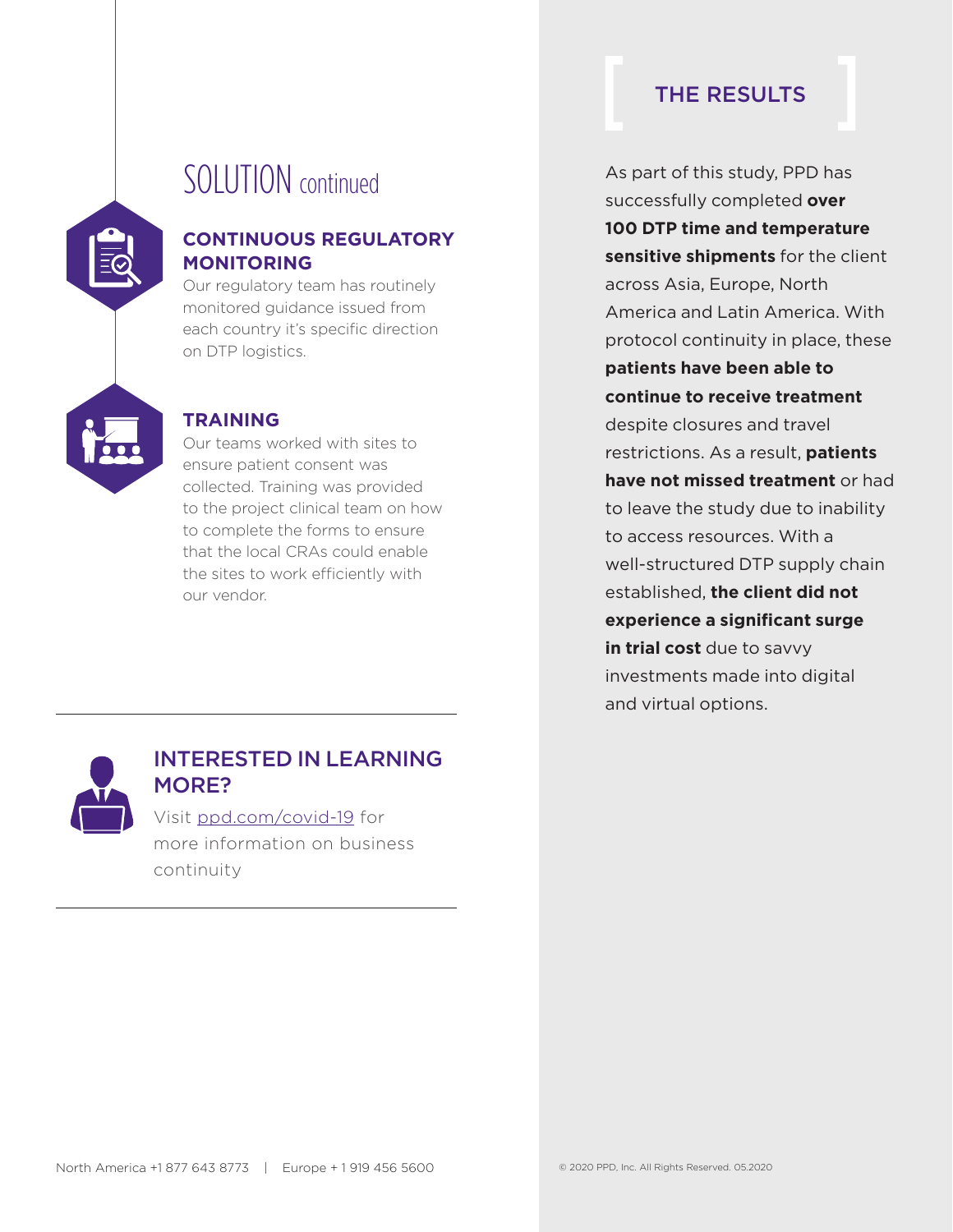# SOLUTION continued

### CONTINUOUS REGULATORY MONITORING

Our regulatory team has routinely monitored guidance issued from each country it's specific direction on DTP logistics.

### TRAINING

Our teams worked with sites to ensure patient consent was collected. Training was provided to the project clinical team on how to complete the forms to ensure that the local CRAs could enable the sites to work efficiently with our vendor.

## INTERESTED IN LEARNING MORE?

Visit ppd.com/covid-19 for more information on business continuity

## THE RESULTS

As part of this study, PPD has successfully completed **over 100 DTP time and temperature sensitive shipments** for the client across Asia, Europe, North America and Latin America. With protocol continuity in place, these **patients have been able to continue to receive treatment** despite closures and travel restrictions. As a result, **patients have not missed treatment** or had to leave the study due to inability to access resources. With a well-structured DTP supply chain established, **the client did not experience a significant surge in trial cost** due to savvy investments made into digital and virtual options.

North America +1 877 643 8773 | Europe + 1 919 456 5600

© 2020 PPD, Inc. All Rights Reserved. 05.2020